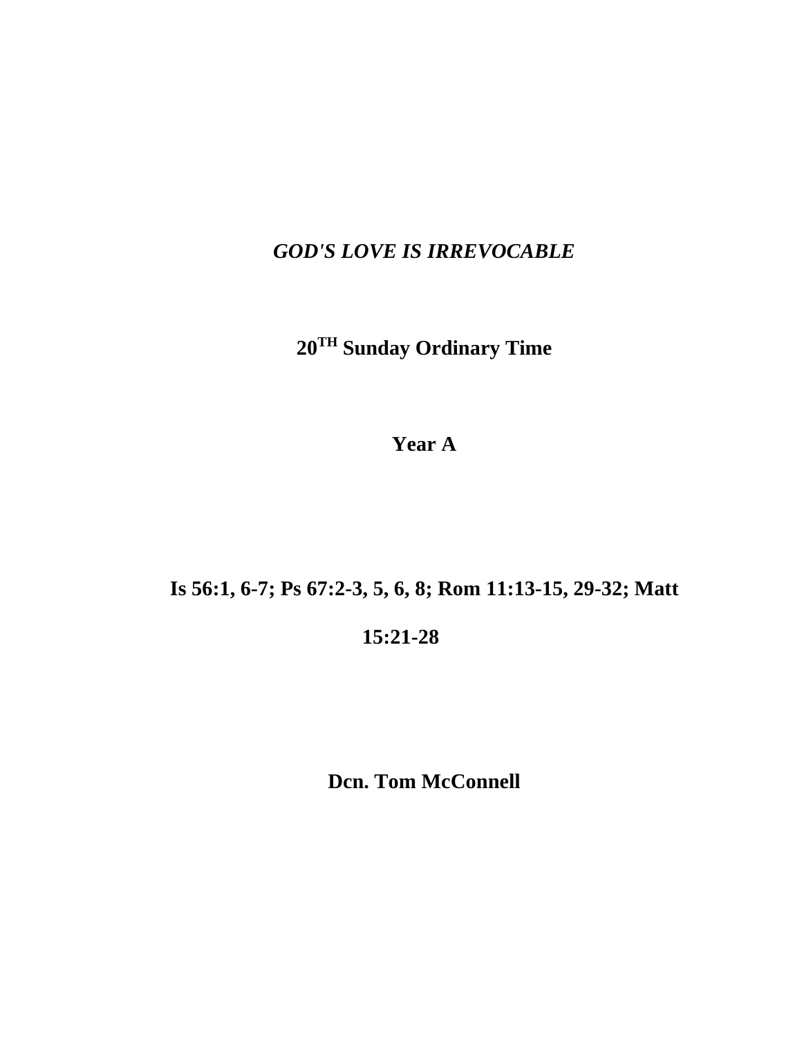# *GOD'S LOVE IS IRREVOCABLE*

**20TH Sunday Ordinary Time**

**Year A**

**Is 56:1, 6-7; Ps 67:2-3, 5, 6, 8; Rom 11:13-15, 29-32; Matt 15:21-28**

**Dcn. Tom McConnell**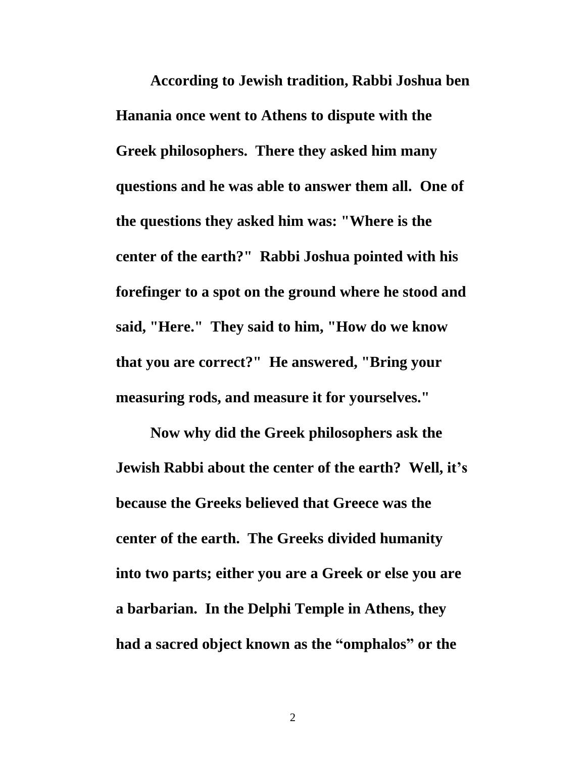According to Jewish tradition, Rabbi Joshua ben Hanania once went to Athens to dispute with the Greek philosophers. There they asked him many questions and he was able to answer them all. One of the questions they asked him was: "Where is the center of the earth?" Rabbi Joshua pointed with his forefinger to a spot on the ground where he stood and said, "Here." They said to him, "How do we know that you are correct?" He answered, "Bring your measuring rods, and measure it for yourselves."

Now why did the Greek philosophers ask the Jewish Rabbi about the center of the earth? Well, it's because the Greeks believed that Greece was the center of the earth. The Greeks divided humanity into two parts; either you are a Greek or else you are a barbarian. In the Delphi Temple in Athens, they had a sacred object known as the "omphalos" or the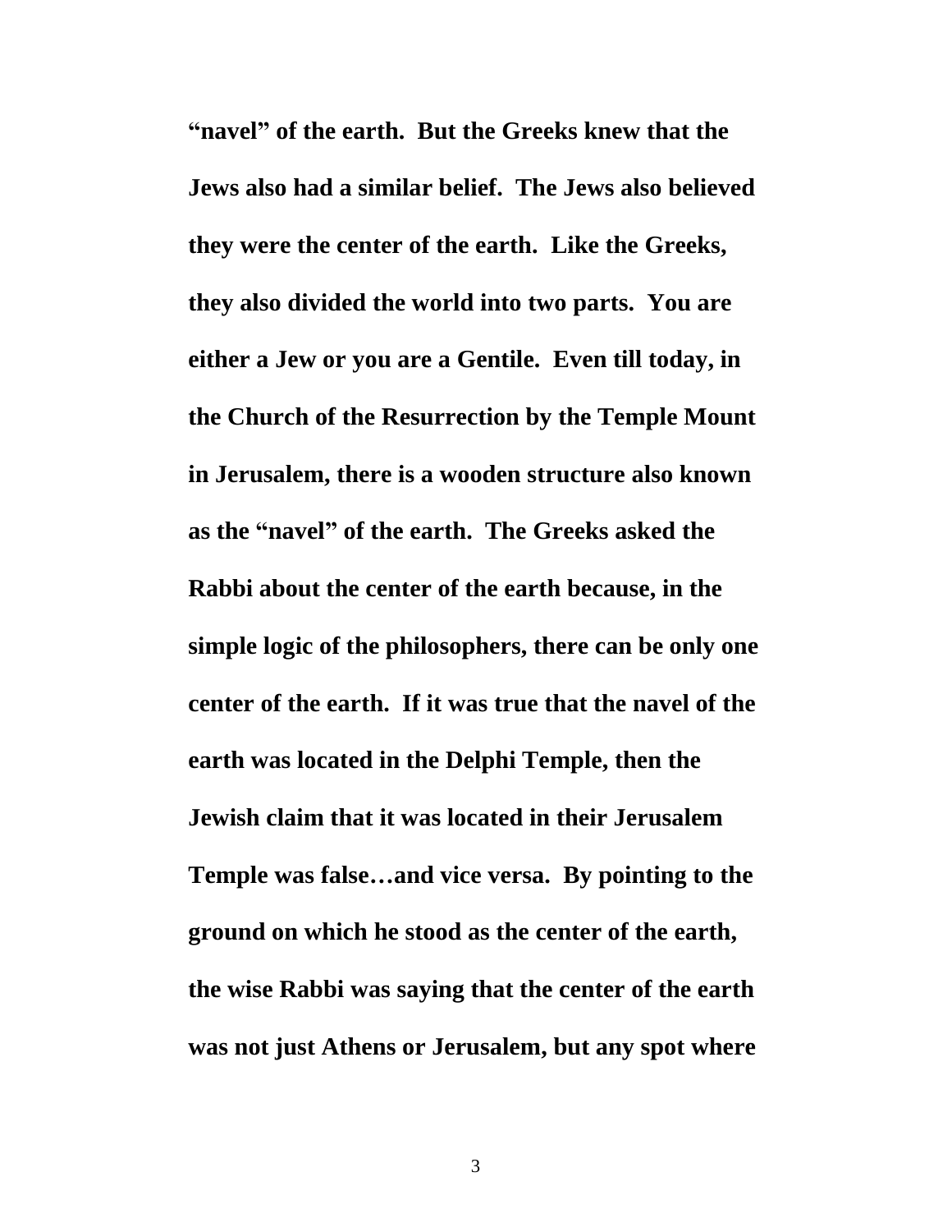**"navel" of the earth. But the Greeks knew that the Jews also had a similar belief. The Jews also believed they were the center of the earth. Like the Greeks, they also divided the world into two parts. You are either a Jew or you are a Gentile. Even till today, in the Church of the Resurrection by the Temple Mount in Jerusalem, there is a wooden structure also known as the "navel" of the earth. The Greeks asked the Rabbi about the center of the earth because, in the simple logic of the philosophers, there can be only one center of the earth. If it was true that the navel of the earth was located in the Delphi Temple, then the Jewish claim that it was located in their Jerusalem Temple was false…and vice versa. By pointing to the ground on which he stood as the center of the earth, the wise Rabbi was saying that the center of the earth was not just Athens or Jerusalem, but any spot where**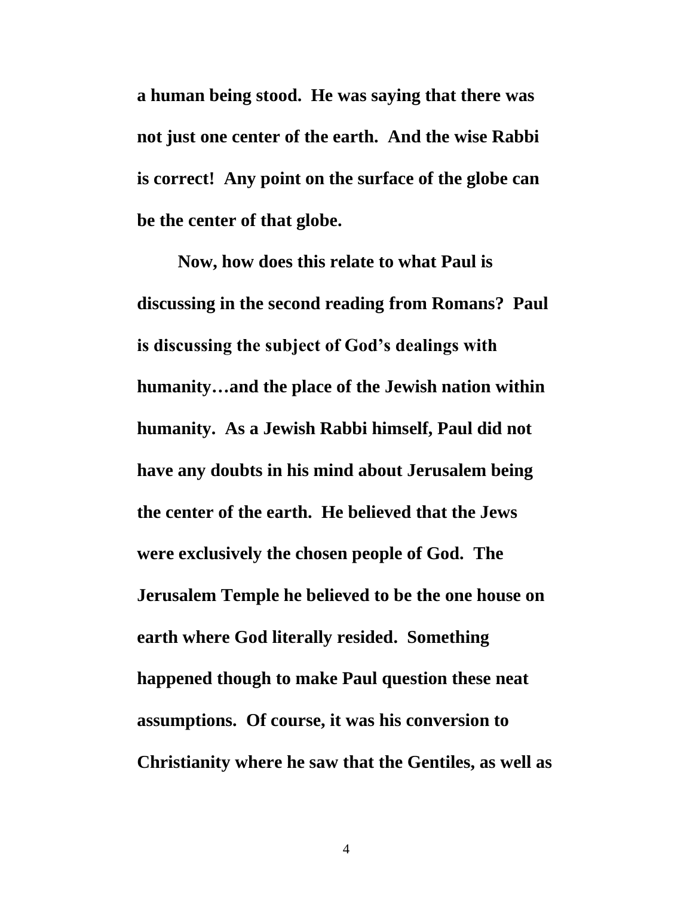**a human being stood. He was saying that there was not just one center of the earth. And the wise Rabbi is correct! Any point on the surface of the globe can be the center of that globe.**

**Now, how does this relate to what Paul is discussing in the second reading from Romans? Paul is discussing the subject of God's dealings with humanity…and the place of the Jewish nation within humanity. As a Jewish Rabbi himself, Paul did not have any doubts in his mind about Jerusalem being the center of the earth. He believed that the Jews were exclusively the chosen people of God. The Jerusalem Temple he believed to be the one house on earth where God literally resided. Something happened though to make Paul question these neat assumptions. Of course, it was his conversion to Christianity where he saw that the Gentiles, as well as**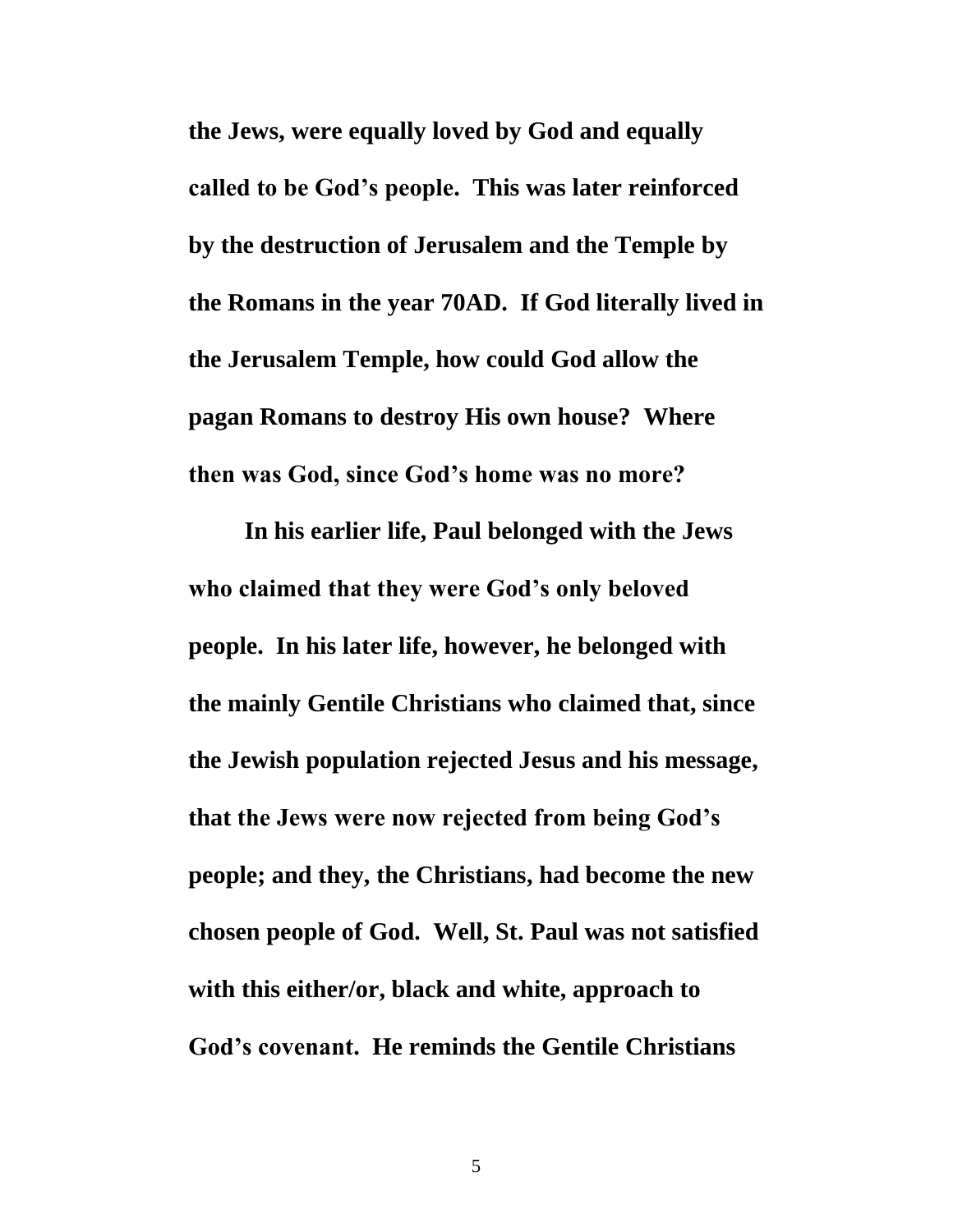**the Jews, were equally loved by God and equally called to be God's people. This was later reinforced by the destruction of Jerusalem and the Temple by the Romans in the year 70AD. If God literally lived in the Jerusalem Temple, how could God allow the pagan Romans to destroy His own house? Where then was God, since God's home was no more?**

**In his earlier life, Paul belonged with the Jews who claimed that they were God's only beloved people. In his later life, however, he belonged with the mainly Gentile Christians who claimed that, since the Jewish population rejected Jesus and his message, that the Jews were now rejected from being God's people; and they, the Christians, had become the new chosen people of God. Well, St. Paul was not satisfied with this either/or, black and white, approach to God's covenant. He reminds the Gentile Christians**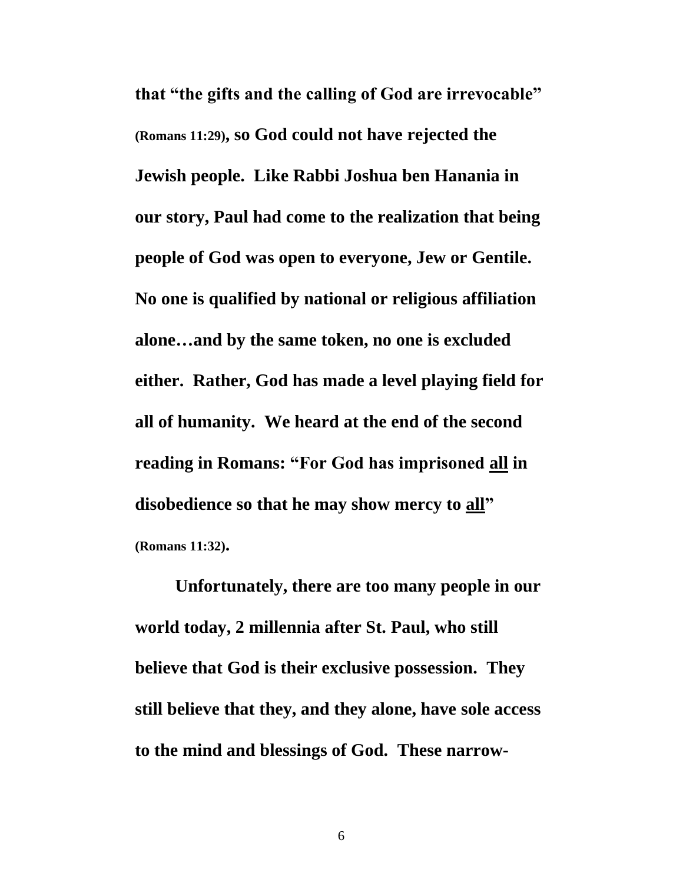**that "the gifts and the calling of God are irrevocable" (Romans 11:29), so God could not have rejected the Jewish people. Like Rabbi Joshua ben Hanania in our story, Paul had come to the realization that being people of God was open to everyone, Jew or Gentile. No one is qualified by national or religious affiliation alone…and by the same token, no one is excluded either. Rather, God has made a level playing field for all of humanity. We heard at the end of the second reading in Romans: "For God has imprisoned <u>all</u> in disobedience so that he may show mercy to <u>all</u>" (Romans 11:32).**

**Unfortunately, there are too many people in our world today, 2 millennia after St. Paul, who still believe that God is their exclusive possession. They still believe that they, and they alone, have sole access to the mind and blessings of God. These narrow-**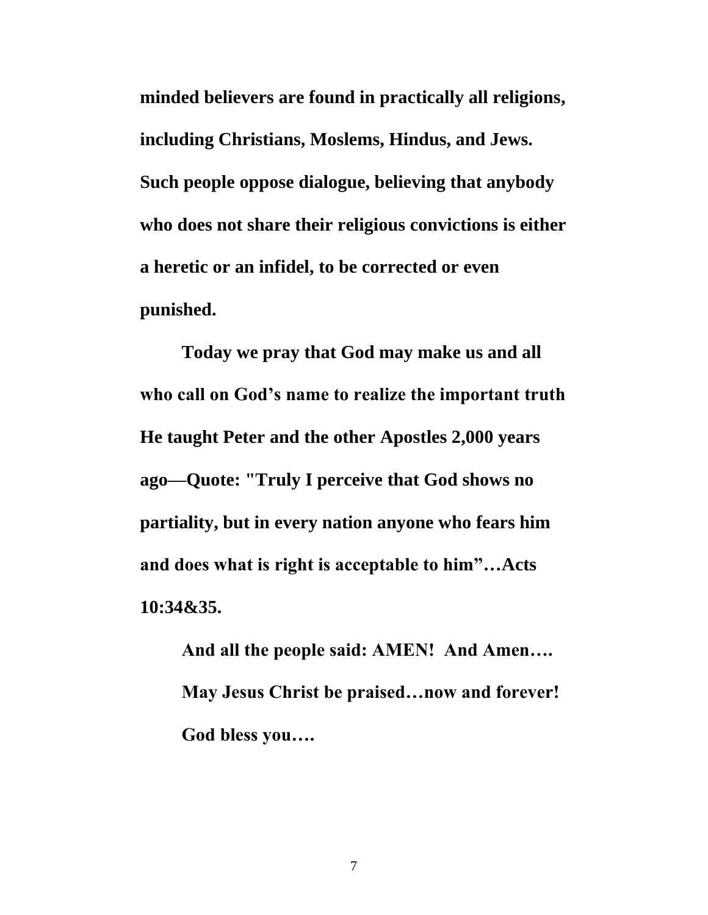**minded believers are found in practically all religions, including Christians, Moslems, Hindus, and Jews. Such people oppose dialogue, believing that anybody who does not share their religious convictions is either a heretic or an infidel, to be corrected or even punished.**

**Today we pray that God may make us and all who call on God's name to realize the important truth He taught Peter and the other Apostles 2,000 years ago—Quote: "Truly I perceive that God shows no partiality, but in every nation anyone who fears him and does what is right is acceptable to him"…Acts 10:34&35.**

**And all the people said: AMEN! And Amen….**

**May Jesus Christ be praised…now and forever!**

**God bless you….**